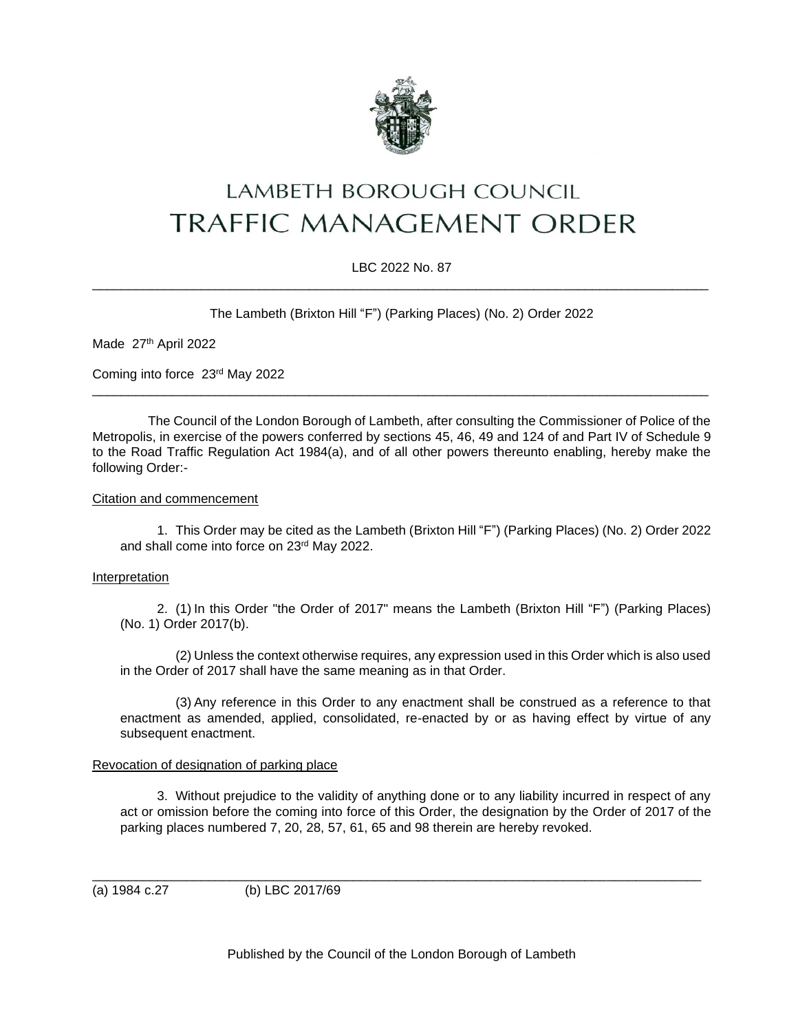# LAMBETH BOROUGH COUNCIL
# TRAFFIC MANAGEMENT ORDER

LBC 2022 No. 87

---

The Lambeth (Brixton Hill "F") (Parking Places) (No. 2) Order 2022

Made 27th April 2022

Coming into force 23rd May 2022

---

The Council of the London Borough of Lambeth, after consulting the Commissioner of Police of the Metropolis, in exercise of the powers conferred by sections 45, 46, 49 and 124 of and Part IV of Schedule 9 to the Road Traffic Regulation Act 1984(a), and of all other powers thereunto enabling, hereby make the following Order:-

Citation and commencement

1. This Order may be cited as the Lambeth (Brixton Hill "F") (Parking Places) (No. 2) Order 2022 and shall come into force on 23rd May 2022.

Interpretation

2. (1) In this Order "the Order of 2017" means the Lambeth (Brixton Hill "F") (Parking Places) (No. 1) Order 2017(b).

(2) Unless the context otherwise requires, any expression used in this Order which is also used in the Order of 2017 shall have the same meaning as in that Order.

(3) Any reference in this Order to any enactment shall be construed as a reference to that enactment as amended, applied, consolidated, re-enacted by or as having effect by virtue of any subsequent enactment.

Revocation of designation of parking place

3. Without prejudice to the validity of anything done or to any liability incurred in respect of any act or omission before the coming into force of this Order, the designation by the Order of 2017 of the parking places numbered 7, 20, 28, 57, 61, 65 and 98 therein are hereby revoked.

---

(a) 1984 c.27 (b) LBC 2017/69

Published by the Council of the London Borough of Lambeth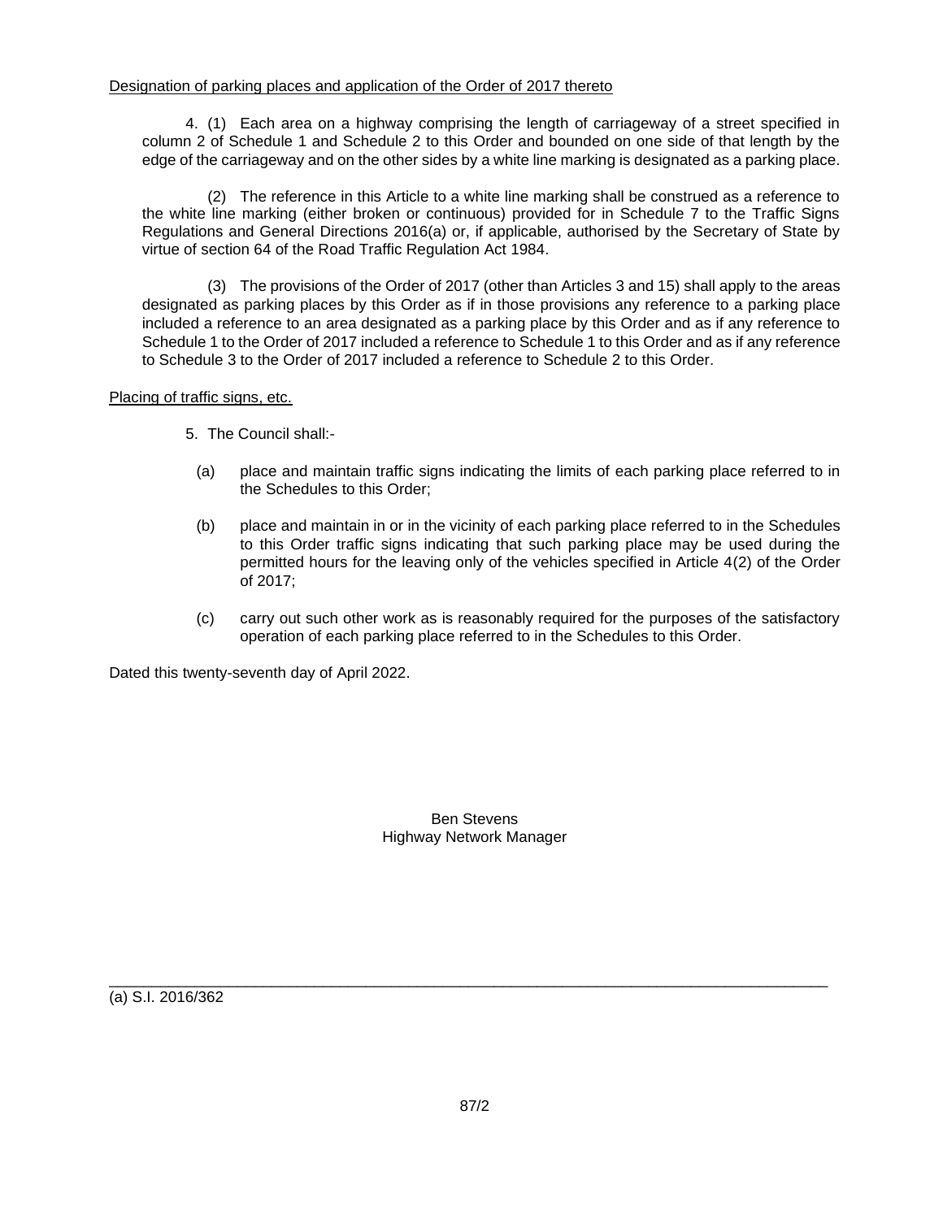Designation of parking places and application of the Order of 2017 thereto

4. (1) Each area on a highway comprising the length of carriageway of a street specified in column 2 of Schedule 1 and Schedule 2 to this Order and bounded on one side of that length by the edge of the carriageway and on the other sides by a white line marking is designated as a parking place.

(2) The reference in this Article to a white line marking shall be construed as a reference to the white line marking (either broken or continuous) provided for in Schedule 7 to the Traffic Signs Regulations and General Directions 2016(a) or, if applicable, authorised by the Secretary of State by virtue of section 64 of the Road Traffic Regulation Act 1984.

(3) The provisions of the Order of 2017 (other than Articles 3 and 15) shall apply to the areas designated as parking places by this Order as if in those provisions any reference to a parking place included a reference to an area designated as a parking place by this Order and as if any reference to Schedule 1 to the Order of 2017 included a reference to Schedule 1 to this Order and as if any reference to Schedule 3 to the Order of 2017 included a reference to Schedule 2 to this Order.

Placing of traffic signs, etc.

5. The Council shall:-

(a) place and maintain traffic signs indicating the limits of each parking place referred to in the Schedules to this Order;

(b) place and maintain in or in the vicinity of each parking place referred to in the Schedules to this Order traffic signs indicating that such parking place may be used during the permitted hours for the leaving only of the vehicles specified in Article 4(2) of the Order of 2017;

(c) carry out such other work as is reasonably required for the purposes of the satisfactory operation of each parking place referred to in the Schedules to this Order.

Dated this twenty-seventh day of April 2022.

Ben Stevens
Highway Network Manager

---

(a) S.I. 2016/362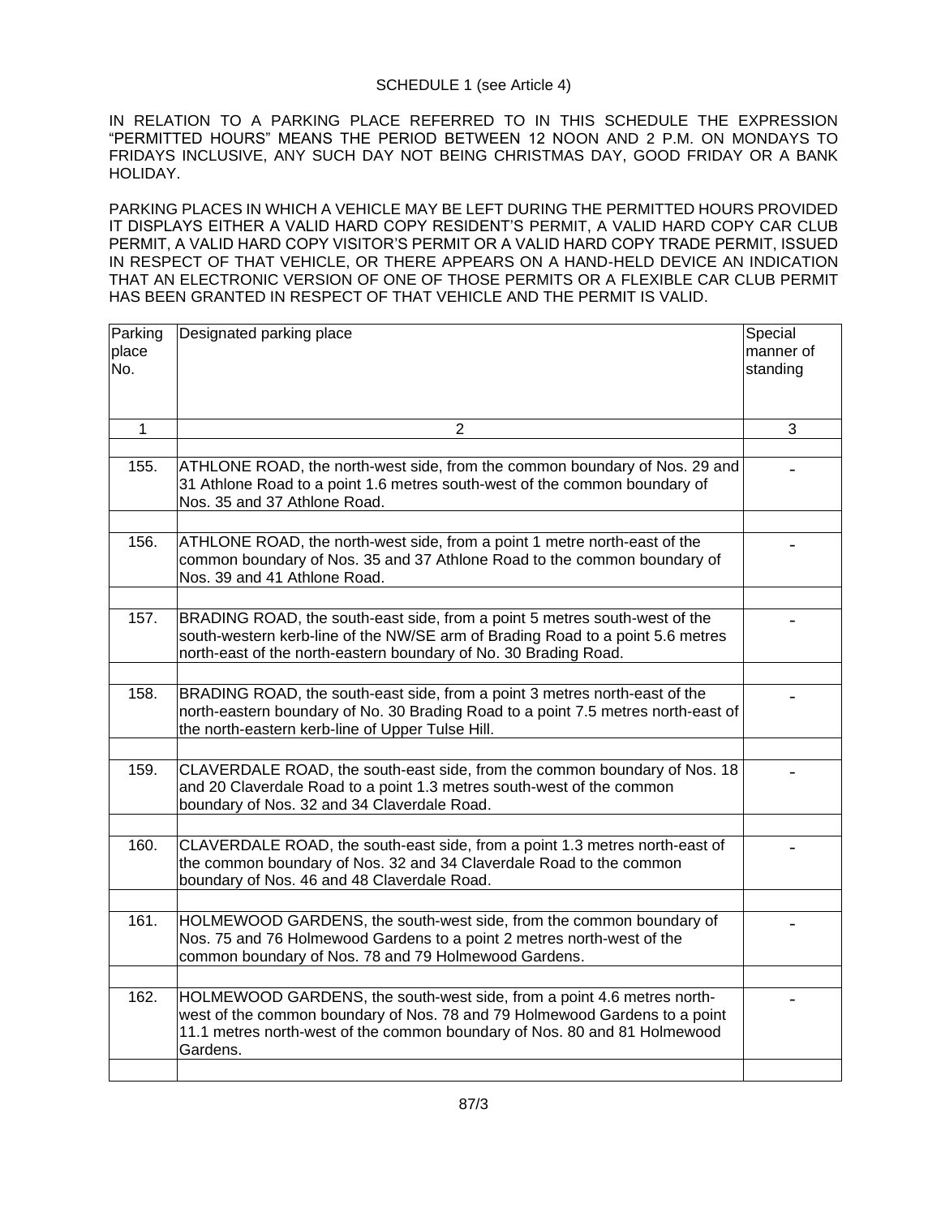SCHEDULE 1 (see Article 4)

IN RELATION TO A PARKING PLACE REFERRED TO IN THIS SCHEDULE THE EXPRESSION "PERMITTED HOURS" MEANS THE PERIOD BETWEEN 12 NOON AND 2 P.M. ON MONDAYS TO FRIDAYS INCLUSIVE, ANY SUCH DAY NOT BEING CHRISTMAS DAY, GOOD FRIDAY OR A BANK HOLIDAY.

PARKING PLACES IN WHICH A VEHICLE MAY BE LEFT DURING THE PERMITTED HOURS PROVIDED IT DISPLAYS EITHER A VALID HARD COPY RESIDENT'S PERMIT, A VALID HARD COPY CAR CLUB PERMIT, A VALID HARD COPY VISITOR'S PERMIT OR A VALID HARD COPY TRADE PERMIT, ISSUED IN RESPECT OF THAT VEHICLE, OR THERE APPEARS ON A HAND-HELD DEVICE AN INDICATION THAT AN ELECTRONIC VERSION OF ONE OF THOSE PERMITS OR A FLEXIBLE CAR CLUB PERMIT HAS BEEN GRANTED IN RESPECT OF THAT VEHICLE AND THE PERMIT IS VALID.

| Parking place No. | Designated parking place | Special manner of standing |
|---|---|---|
| 1 | 2 | 3 |
| 155. | ATHLONE ROAD, the north-west side, from the common boundary of Nos. 29 and 31 Athlone Road to a point 1.6 metres south-west of the common boundary of Nos. 35 and 37 Athlone Road. | - |
| 156. | ATHLONE ROAD, the north-west side, from a point 1 metre north-east of the common boundary of Nos. 35 and 37 Athlone Road to the common boundary of Nos. 39 and 41 Athlone Road. | - |
| 157. | BRADING ROAD, the south-east side, from a point 5 metres south-west of the south-western kerb-line of the NW/SE arm of Brading Road to a point 5.6 metres north-east of the north-eastern boundary of No. 30 Brading Road. | - |
| 158. | BRADING ROAD, the south-east side, from a point 3 metres north-east of the north-eastern boundary of No. 30 Brading Road to a point 7.5 metres north-east of the north-eastern kerb-line of Upper Tulse Hill. | - |
| 159. | CLAVERDALE ROAD, the south-east side, from the common boundary of Nos. 18 and 20 Claverdale Road to a point 1.3 metres south-west of the common boundary of Nos. 32 and 34 Claverdale Road. | - |
| 160. | CLAVERDALE ROAD, the south-east side, from a point 1.3 metres north-east of the common boundary of Nos. 32 and 34 Claverdale Road to the common boundary of Nos. 46 and 48 Claverdale Road. | - |
| 161. | HOLMEWOOD GARDENS, the south-west side, from the common boundary of Nos. 75 and 76 Holmewood Gardens to a point 2 metres north-west of the common boundary of Nos. 78 and 79 Holmewood Gardens. | - |
| 162. | HOLMEWOOD GARDENS, the south-west side, from a point 4.6 metres north-west of the common boundary of Nos. 78 and 79 Holmewood Gardens to a point 11.1 metres north-west of the common boundary of Nos. 80 and 81 Holmewood Gardens. | - |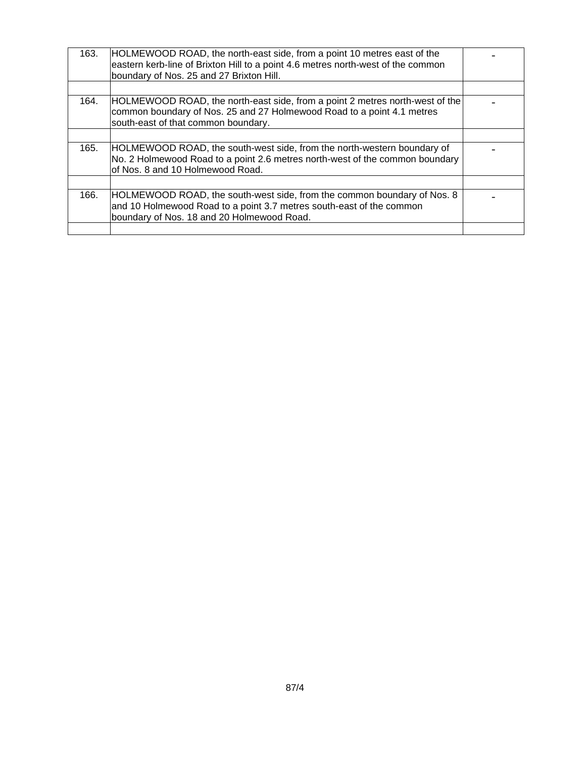| | | |
|---|---|---|
| 163. | HOLMEWOOD ROAD, the north-east side, from a point 10 metres east of the eastern kerb-line of Brixton Hill to a point 4.6 metres north-west of the common boundary of Nos. 25 and 27 Brixton Hill. | - |
| | | |
| 164. | HOLMEWOOD ROAD, the north-east side, from a point 2 metres north-west of the common boundary of Nos. 25 and 27 Holmewood Road to a point 4.1 metres south-east of that common boundary. | - |
| | | |
| 165. | HOLMEWOOD ROAD, the south-west side, from the north-western boundary of No. 2 Holmewood Road to a point 2.6 metres north-west of the common boundary of Nos. 8 and 10 Holmewood Road. | - |
| | | |
| 166. | HOLMEWOOD ROAD, the south-west side, from the common boundary of Nos. 8 and 10 Holmewood Road to a point 3.7 metres south-east of the common boundary of Nos. 18 and 20 Holmewood Road. | - |
| | | |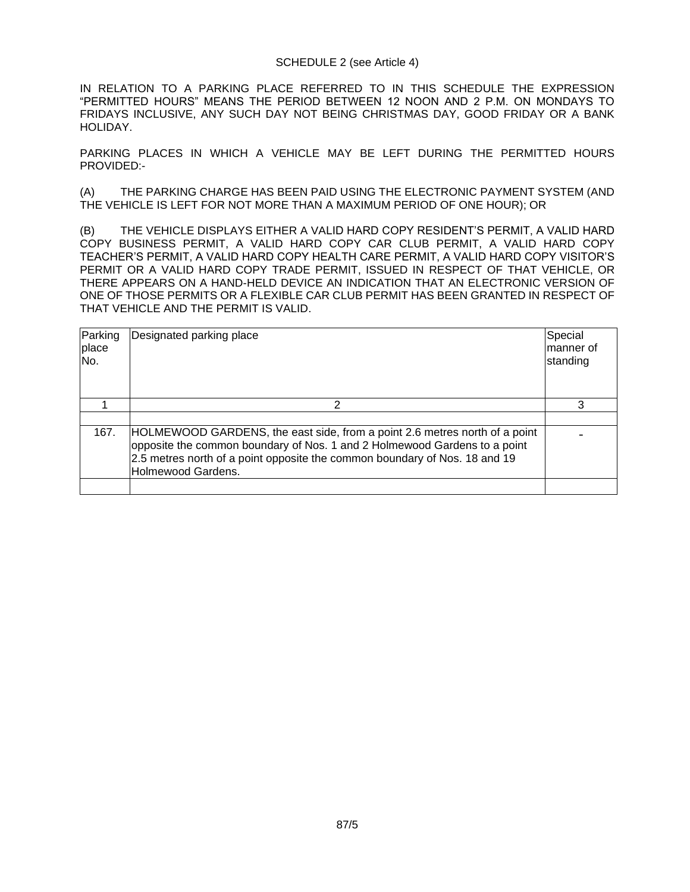SCHEDULE 2 (see Article 4)

IN RELATION TO A PARKING PLACE REFERRED TO IN THIS SCHEDULE THE EXPRESSION "PERMITTED HOURS" MEANS THE PERIOD BETWEEN 12 NOON AND 2 P.M. ON MONDAYS TO FRIDAYS INCLUSIVE, ANY SUCH DAY NOT BEING CHRISTMAS DAY, GOOD FRIDAY OR A BANK HOLIDAY.

PARKING PLACES IN WHICH A VEHICLE MAY BE LEFT DURING THE PERMITTED HOURS PROVIDED:-

(A) THE PARKING CHARGE HAS BEEN PAID USING THE ELECTRONIC PAYMENT SYSTEM (AND THE VEHICLE IS LEFT FOR NOT MORE THAN A MAXIMUM PERIOD OF ONE HOUR); OR

(B) THE VEHICLE DISPLAYS EITHER A VALID HARD COPY RESIDENT'S PERMIT, A VALID HARD COPY BUSINESS PERMIT, A VALID HARD COPY CAR CLUB PERMIT, A VALID HARD COPY TEACHER'S PERMIT, A VALID HARD COPY HEALTH CARE PERMIT, A VALID HARD COPY VISITOR'S PERMIT OR A VALID HARD COPY TRADE PERMIT, ISSUED IN RESPECT OF THAT VEHICLE, OR THERE APPEARS ON A HAND-HELD DEVICE AN INDICATION THAT AN ELECTRONIC VERSION OF ONE OF THOSE PERMITS OR A FLEXIBLE CAR CLUB PERMIT HAS BEEN GRANTED IN RESPECT OF THAT VEHICLE AND THE PERMIT IS VALID.

| Parking place No. | Designated parking place | Special manner of standing |
|---|---|---|
| 1 | 2 | 3 |
| | | |
| 167. | HOLMEWOOD GARDENS, the east side, from a point 2.6 metres north of a point opposite the common boundary of Nos. 1 and 2 Holmewood Gardens to a point 2.5 metres north of a point opposite the common boundary of Nos. 18 and 19 Holmewood Gardens. | - |
| | | |